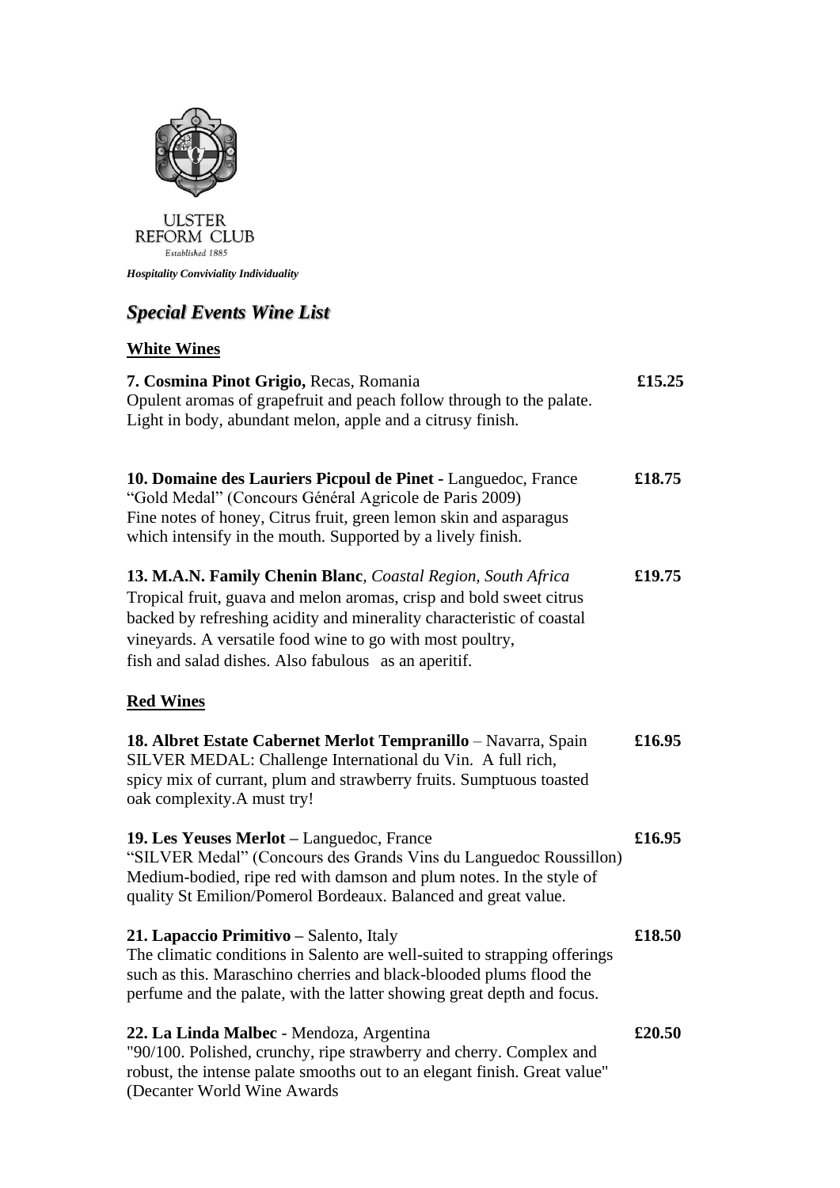ULSTER
REFORM CLUB
*Established 1885*

***Hospitality Conviviality Individuality***

# *Special Events Wine List*

## White Wines

**7. Cosmina Pinot Grigio,** Recas, Romania **£15.25**
Opulent aromas of grapefruit and peach follow through to the palate.
Light in body, abundant melon, apple and a citrusy finish.

**10. Domaine des Lauriers Picpoul de Pinet** - Languedoc, France **£18.75**
"Gold Medal" (Concours Général Agricole de Paris 2009)
Fine notes of honey, Citrus fruit, green lemon skin and asparagus
which intensify in the mouth. Supported by a lively finish.

**13. M.A.N. Family Chenin Blanc**, *Coastal Region, South Africa* **£19.75**
Tropical fruit, guava and melon aromas, crisp and bold sweet citrus
backed by refreshing acidity and minerality characteristic of coastal
vineyards. A versatile food wine to go with most poultry,
fish and salad dishes. Also fabulous as an aperitif.

## Red Wines

**18. Albret Estate Cabernet Merlot Tempranillo** – Navarra, Spain **£16.95**
SILVER MEDAL: Challenge International du Vin. A full rich,
spicy mix of currant, plum and strawberry fruits. Sumptuous toasted
oak complexity.A must try!

**19. Les Yeuses Merlot** – Languedoc, France **£16.95**
"SILVER Medal" (Concours des Grands Vins du Languedoc Roussillon)
Medium-bodied, ripe red with damson and plum notes. In the style of
quality St Emilion/Pomerol Bordeaux. Balanced and great value.

**21. Lapaccio Primitivo** – Salento, Italy **£18.50**
The climatic conditions in Salento are well-suited to strapping offerings
such as this. Maraschino cherries and black-blooded plums flood the
perfume and the palate, with the latter showing great depth and focus.

**22. La Linda Malbec** - Mendoza, Argentina **£20.50**
"90/100. Polished, crunchy, ripe strawberry and cherry. Complex and
robust, the intense palate smooths out to an elegant finish. Great value"
(Decanter World Wine Awards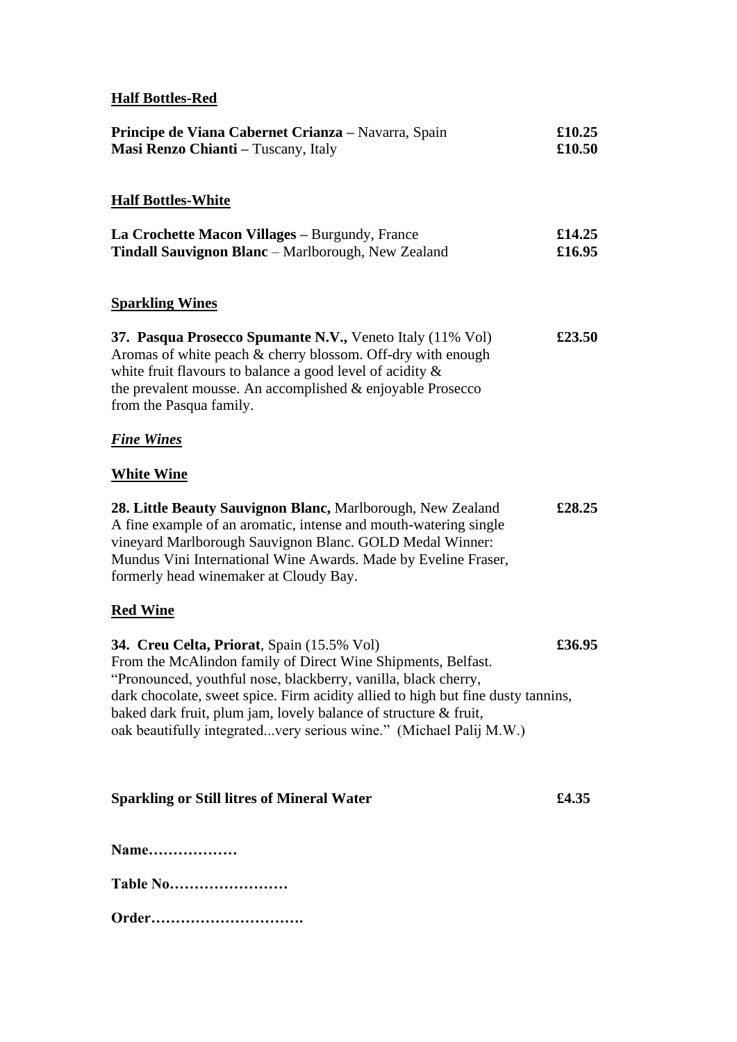## Half Bottles-Red

**Principe de Viana Cabernet Crianza** – Navarra, Spain **£10.25**
**Masi Renzo Chianti** – Tuscany, Italy **£10.50**

## Half Bottles-White

**La Crochette Macon Villages** – Burgundy, France **£14.25**
**Tindall Sauvignon Blanc** – Marlborough, New Zealand **£16.95**

## Sparkling Wines

**37. Pasqua Prosecco Spumante N.V.,** Veneto Italy (11% Vol) **£23.50**
Aromas of white peach & cherry blossom. Off-dry with enough white fruit flavours to balance a good level of acidity & the prevalent mousse. An accomplished & enjoyable Prosecco from the Pasqua family.

## *Fine Wines*

### White Wine

**28. Little Beauty Sauvignon Blanc,** Marlborough, New Zealand **£28.25**
A fine example of an aromatic, intense and mouth-watering single vineyard Marlborough Sauvignon Blanc. GOLD Medal Winner: Mundus Vini International Wine Awards. Made by Eveline Fraser, formerly head winemaker at Cloudy Bay.

### Red Wine

**34. Creu Celta, Priorat**, Spain (15.5% Vol) **£36.95**
From the McAlindon family of Direct Wine Shipments, Belfast.
"Pronounced, youthful nose, blackberry, vanilla, black cherry, dark chocolate, sweet spice. Firm acidity allied to high but fine dusty tannins, baked dark fruit, plum jam, lovely balance of structure & fruit, oak beautifully integrated...very serious wine." (Michael Palij M.W.)

**Sparkling or Still litres of Mineral Water** **£4.35**

**Name………………**

**Table No……………………**

**Order………………………….**